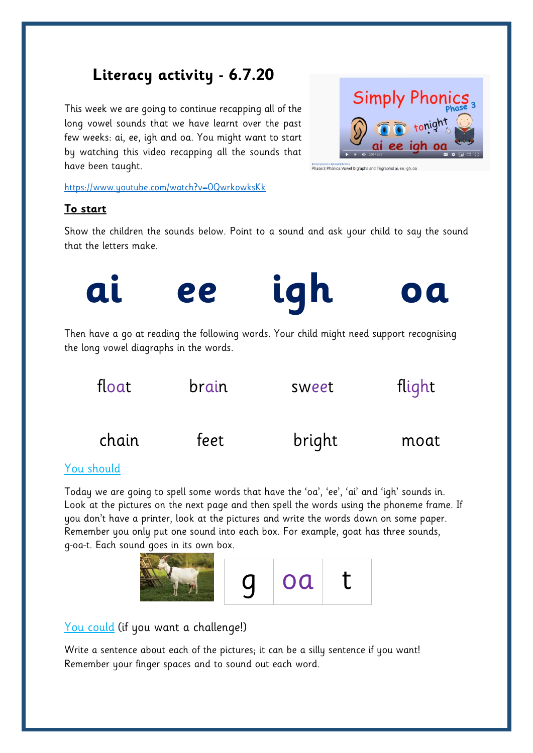# Literacy activity - 6.7.20

This week we are going to continue recapping all of the long vowel sounds that we have learnt over the past few weeks: ai, ee, igh and oa. You might want to start by watching this video recapping all the sounds that have been taught.

https://www.youtube.com/watch?v=0QwrkowksKk

**To start**

Show the children the sounds below. Point to a sound and ask your child to say the sound that the letters make.

# ai ee igh oa

Then have a go at reading the following words. Your child might need support recognising the long vowel diagraphs in the words.

| float | brain | sweet | flight |
|---|---|---|---|
| chain | feet | bright | moat |

You should

Today we are going to spell some words that have the 'oa', 'ee', 'ai' and 'igh' sounds in. Look at the pictures on the next page and then spell the words using the phoneme frame. If you don't have a printer, look at the pictures and write the words down on some paper. Remember you only put one sound into each box. For example, goat has three sounds, g-oa-t. Each sound goes in its own box.

| g | oa | t |
|---|---|---|

You could (if you want a challenge!)

Write a sentence about each of the pictures; it can be a silly sentence if you want! Remember your finger spaces and to sound out each word.